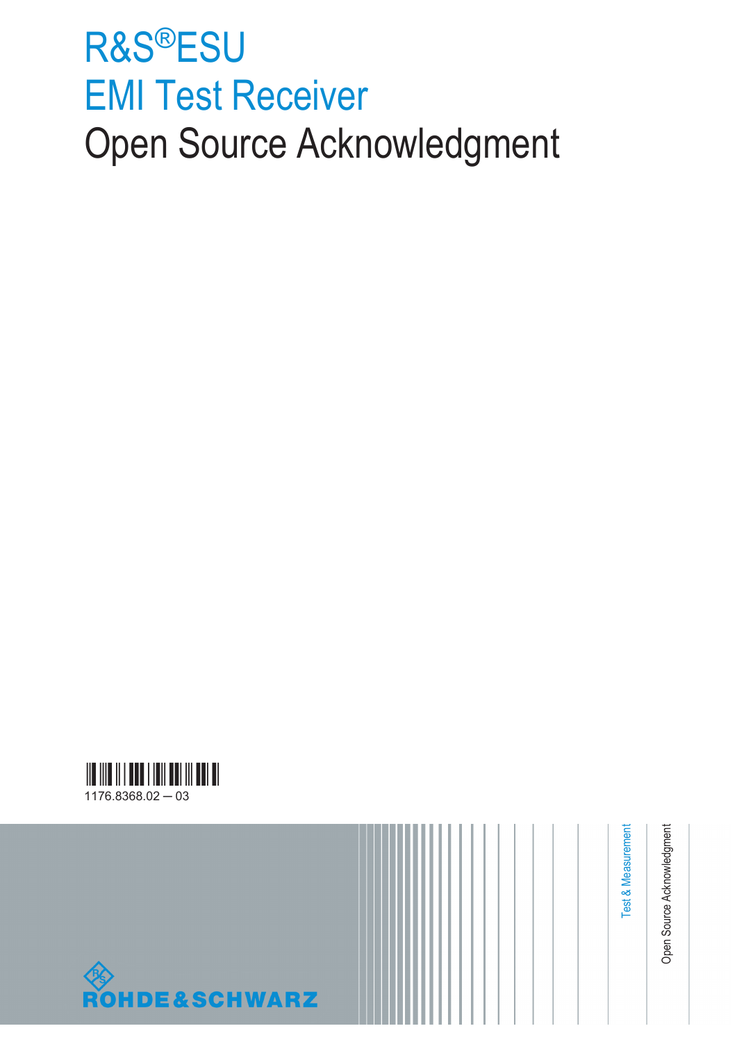# R&S®ESU
# EMI Test Receiver
# Open Source Acknowledgment

1176.8368.02 — 03

Test & Measurement

Open Source Acknowledgment

ROHDE&SCHWARZ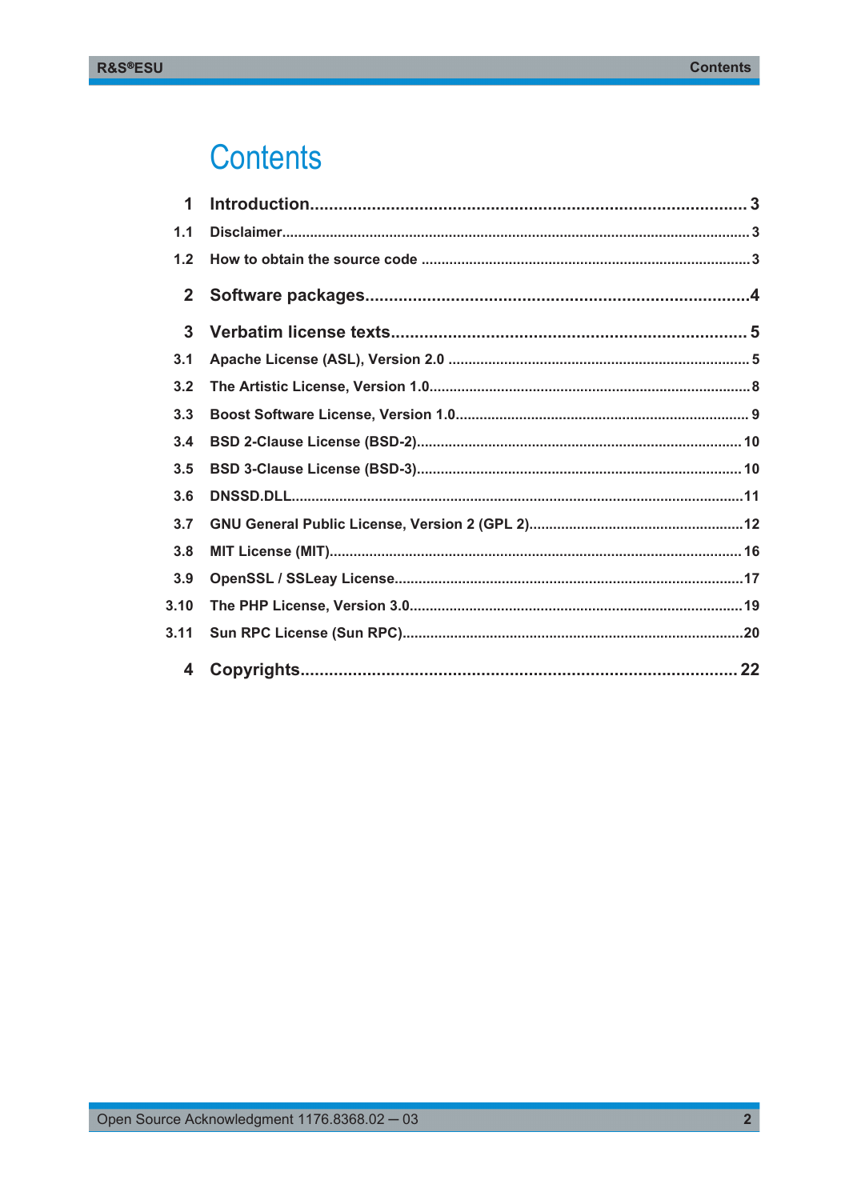# Contents

| | | |
|---|---|---|
| **1** | **Introduction** | **3** |
| 1.1 | Disclaimer | 3 |
| 1.2 | How to obtain the source code | 3 |
| **2** | **Software packages** | **4** |
| **3** | **Verbatim license texts** | **5** |
| 3.1 | Apache License (ASL), Version 2.0 | 5 |
| 3.2 | The Artistic License, Version 1.0 | 8 |
| 3.3 | Boost Software License, Version 1.0 | 9 |
| 3.4 | BSD 2-Clause License (BSD-2) | 10 |
| 3.5 | BSD 3-Clause License (BSD-3) | 10 |
| 3.6 | DNSSD.DLL | 11 |
| 3.7 | GNU General Public License, Version 2 (GPL 2) | 12 |
| 3.8 | MIT License (MIT) | 16 |
| 3.9 | OpenSSL / SSLeay License | 17 |
| 3.10 | The PHP License, Version 3.0 | 19 |
| 3.11 | Sun RPC License (Sun RPC) | 20 |
| **4** | **Copyrights** | **22** |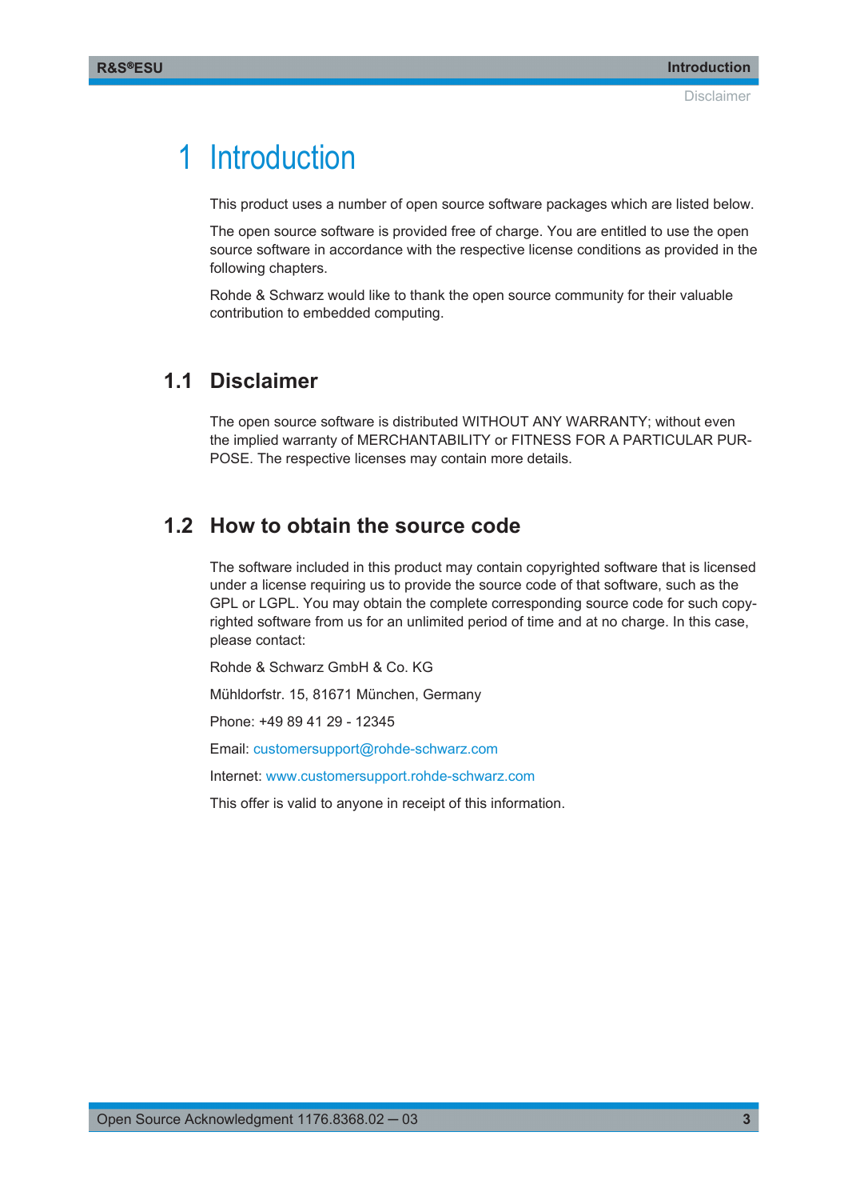# 1 Introduction

This product uses a number of open source software packages which are listed below.

The open source software is provided free of charge. You are entitled to use the open source software in accordance with the respective license conditions as provided in the following chapters.

Rohde & Schwarz would like to thank the open source community for their valuable contribution to embedded computing.

## 1.1 Disclaimer

The open source software is distributed WITHOUT ANY WARRANTY; without even the implied warranty of MERCHANTABILITY or FITNESS FOR A PARTICULAR PURPOSE. The respective licenses may contain more details.

## 1.2 How to obtain the source code

The software included in this product may contain copyrighted software that is licensed under a license requiring us to provide the source code of that software, such as the GPL or LGPL. You may obtain the complete corresponding source code for such copyrighted software from us for an unlimited period of time and at no charge. In this case, please contact:

Rohde & Schwarz GmbH & Co. KG

Mühldorfstr. 15, 81671 München, Germany

Phone: +49 89 41 29 - 12345

Email: customersupport@rohde-schwarz.com

Internet: www.customersupport.rohde-schwarz.com

This offer is valid to anyone in receipt of this information.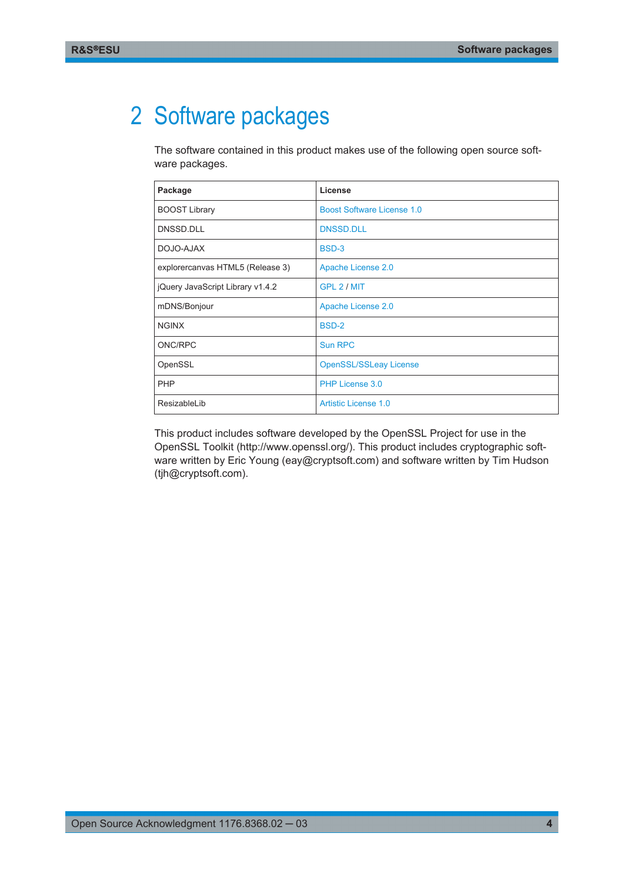# 2 Software packages

The software contained in this product makes use of the following open source software packages.

| Package | License |
|---|---|
| BOOST Library | Boost Software License 1.0 |
| DNSSD.DLL | DNSSD.DLL |
| DOJO-AJAX | BSD-3 |
| explorercanvas HTML5 (Release 3) | Apache License 2.0 |
| jQuery JavaScript Library v1.4.2 | GPL 2 / MIT |
| mDNS/Bonjour | Apache License 2.0 |
| NGINX | BSD-2 |
| ONC/RPC | Sun RPC |
| OpenSSL | OpenSSL/SSLeay License |
| PHP | PHP License 3.0 |
| ResizableLib | Artistic License 1.0 |

This product includes software developed by the OpenSSL Project for use in the OpenSSL Toolkit (http://www.openssl.org/). This product includes cryptographic software written by Eric Young (eay@cryptsoft.com) and software written by Tim Hudson (tjh@cryptsoft.com).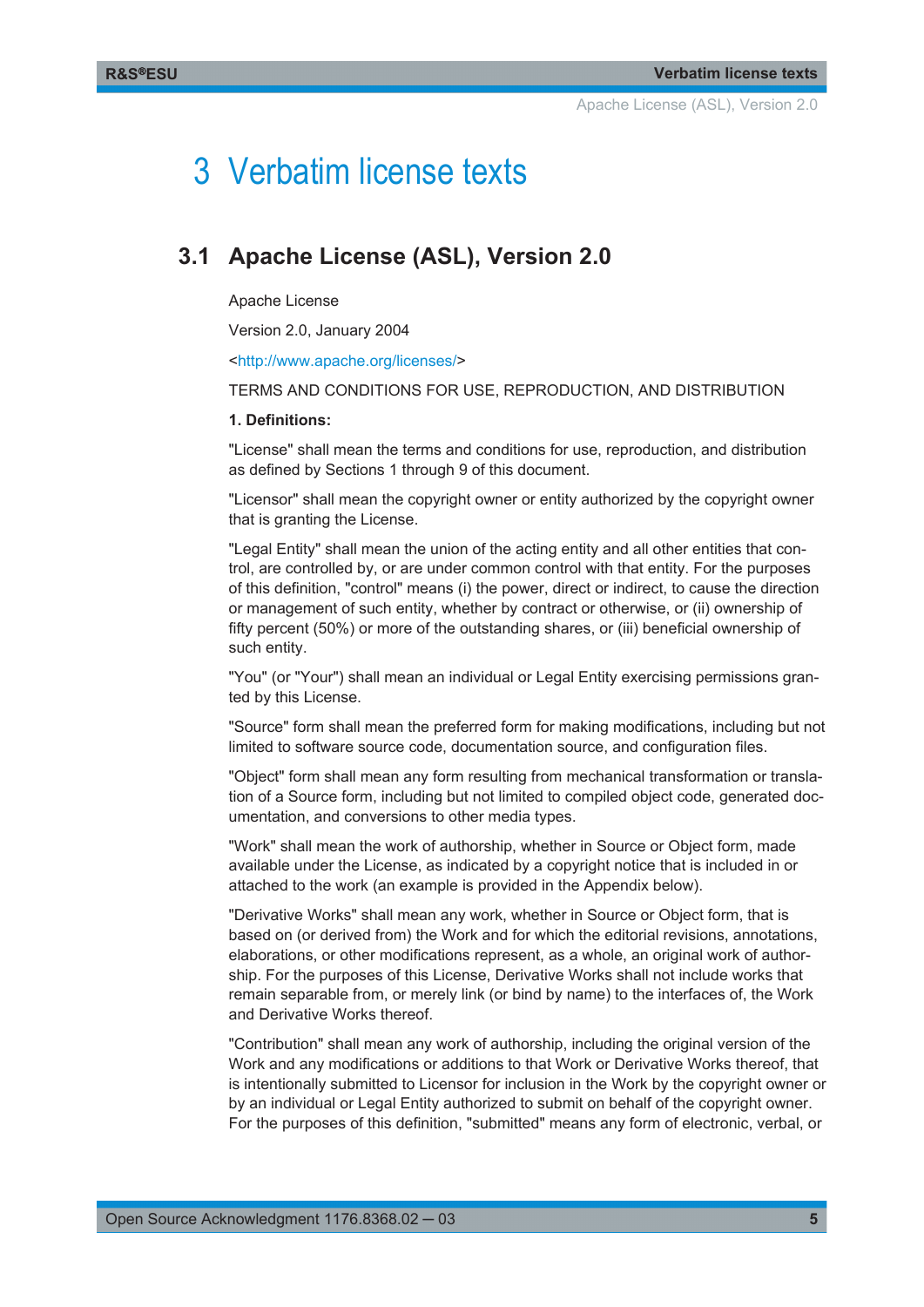# 3 Verbatim license texts

## 3.1 Apache License (ASL), Version 2.0

Apache License

Version 2.0, January 2004

<http://www.apache.org/licenses/>

TERMS AND CONDITIONS FOR USE, REPRODUCTION, AND DISTRIBUTION

**1. Definitions:**

"License" shall mean the terms and conditions for use, reproduction, and distribution as defined by Sections 1 through 9 of this document.

"Licensor" shall mean the copyright owner or entity authorized by the copyright owner that is granting the License.

"Legal Entity" shall mean the union of the acting entity and all other entities that control, are controlled by, or are under common control with that entity. For the purposes of this definition, "control" means (i) the power, direct or indirect, to cause the direction or management of such entity, whether by contract or otherwise, or (ii) ownership of fifty percent (50%) or more of the outstanding shares, or (iii) beneficial ownership of such entity.

"You" (or "Your") shall mean an individual or Legal Entity exercising permissions granted by this License.

"Source" form shall mean the preferred form for making modifications, including but not limited to software source code, documentation source, and configuration files.

"Object" form shall mean any form resulting from mechanical transformation or translation of a Source form, including but not limited to compiled object code, generated documentation, and conversions to other media types.

"Work" shall mean the work of authorship, whether in Source or Object form, made available under the License, as indicated by a copyright notice that is included in or attached to the work (an example is provided in the Appendix below).

"Derivative Works" shall mean any work, whether in Source or Object form, that is based on (or derived from) the Work and for which the editorial revisions, annotations, elaborations, or other modifications represent, as a whole, an original work of authorship. For the purposes of this License, Derivative Works shall not include works that remain separable from, or merely link (or bind by name) to the interfaces of, the Work and Derivative Works thereof.

"Contribution" shall mean any work of authorship, including the original version of the Work and any modifications or additions to that Work or Derivative Works thereof, that is intentionally submitted to Licensor for inclusion in the Work by the copyright owner or by an individual or Legal Entity authorized to submit on behalf of the copyright owner. For the purposes of this definition, "submitted" means any form of electronic, verbal, or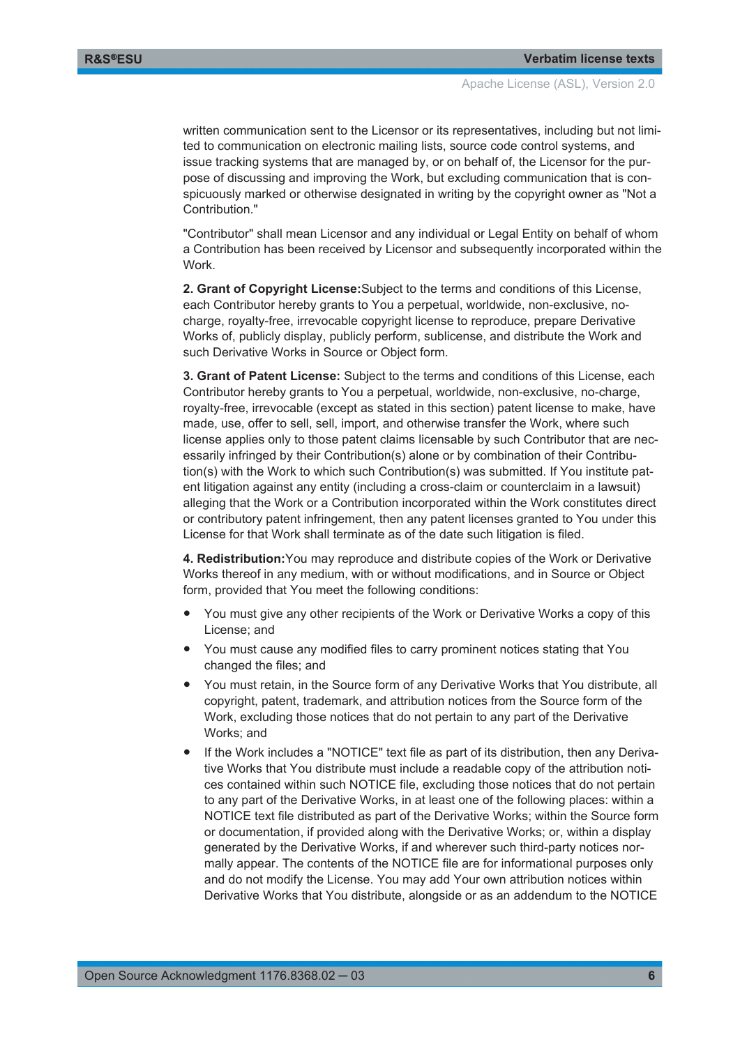written communication sent to the Licensor or its representatives, including but not limited to communication on electronic mailing lists, source code control systems, and issue tracking systems that are managed by, or on behalf of, the Licensor for the purpose of discussing and improving the Work, but excluding communication that is conspicuously marked or otherwise designated in writing by the copyright owner as "Not a Contribution."

"Contributor" shall mean Licensor and any individual or Legal Entity on behalf of whom a Contribution has been received by Licensor and subsequently incorporated within the Work.

**2. Grant of Copyright License:**Subject to the terms and conditions of this License, each Contributor hereby grants to You a perpetual, worldwide, non-exclusive, no-charge, royalty-free, irrevocable copyright license to reproduce, prepare Derivative Works of, publicly display, publicly perform, sublicense, and distribute the Work and such Derivative Works in Source or Object form.

**3. Grant of Patent License:** Subject to the terms and conditions of this License, each Contributor hereby grants to You a perpetual, worldwide, non-exclusive, no-charge, royalty-free, irrevocable (except as stated in this section) patent license to make, have made, use, offer to sell, sell, import, and otherwise transfer the Work, where such license applies only to those patent claims licensable by such Contributor that are necessarily infringed by their Contribution(s) alone or by combination of their Contribution(s) with the Work to which such Contribution(s) was submitted. If You institute patent litigation against any entity (including a cross-claim or counterclaim in a lawsuit) alleging that the Work or a Contribution incorporated within the Work constitutes direct or contributory patent infringement, then any patent licenses granted to You under this License for that Work shall terminate as of the date such litigation is filed.

**4. Redistribution:**You may reproduce and distribute copies of the Work or Derivative Works thereof in any medium, with or without modifications, and in Source or Object form, provided that You meet the following conditions:

- You must give any other recipients of the Work or Derivative Works a copy of this License; and
- You must cause any modified files to carry prominent notices stating that You changed the files; and
- You must retain, in the Source form of any Derivative Works that You distribute, all copyright, patent, trademark, and attribution notices from the Source form of the Work, excluding those notices that do not pertain to any part of the Derivative Works; and
- If the Work includes a "NOTICE" text file as part of its distribution, then any Derivative Works that You distribute must include a readable copy of the attribution notices contained within such NOTICE file, excluding those notices that do not pertain to any part of the Derivative Works, in at least one of the following places: within a NOTICE text file distributed as part of the Derivative Works; within the Source form or documentation, if provided along with the Derivative Works; or, within a display generated by the Derivative Works, if and wherever such third-party notices normally appear. The contents of the NOTICE file are for informational purposes only and do not modify the License. You may add Your own attribution notices within Derivative Works that You distribute, alongside or as an addendum to the NOTICE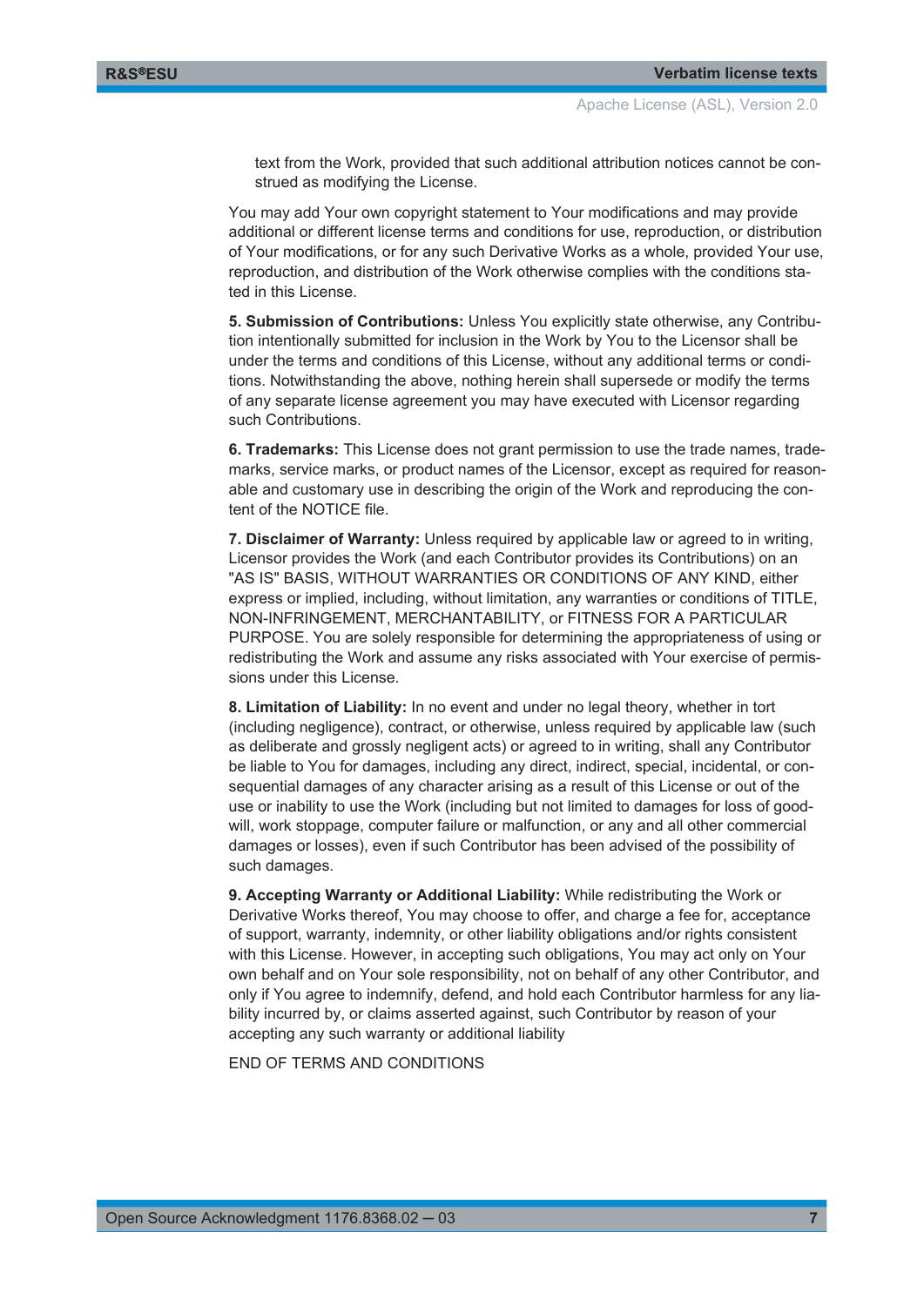text from the Work, provided that such additional attribution notices cannot be construed as modifying the License.

You may add Your own copyright statement to Your modifications and may provide additional or different license terms and conditions for use, reproduction, or distribution of Your modifications, or for any such Derivative Works as a whole, provided Your use, reproduction, and distribution of the Work otherwise complies with the conditions stated in this License.

**5. Submission of Contributions:** Unless You explicitly state otherwise, any Contribution intentionally submitted for inclusion in the Work by You to the Licensor shall be under the terms and conditions of this License, without any additional terms or conditions. Notwithstanding the above, nothing herein shall supersede or modify the terms of any separate license agreement you may have executed with Licensor regarding such Contributions.

**6. Trademarks:** This License does not grant permission to use the trade names, trademarks, service marks, or product names of the Licensor, except as required for reasonable and customary use in describing the origin of the Work and reproducing the content of the NOTICE file.

**7. Disclaimer of Warranty:** Unless required by applicable law or agreed to in writing, Licensor provides the Work (and each Contributor provides its Contributions) on an "AS IS" BASIS, WITHOUT WARRANTIES OR CONDITIONS OF ANY KIND, either express or implied, including, without limitation, any warranties or conditions of TITLE, NON-INFRINGEMENT, MERCHANTABILITY, or FITNESS FOR A PARTICULAR PURPOSE. You are solely responsible for determining the appropriateness of using or redistributing the Work and assume any risks associated with Your exercise of permissions under this License.

**8. Limitation of Liability:** In no event and under no legal theory, whether in tort (including negligence), contract, or otherwise, unless required by applicable law (such as deliberate and grossly negligent acts) or agreed to in writing, shall any Contributor be liable to You for damages, including any direct, indirect, special, incidental, or consequential damages of any character arising as a result of this License or out of the use or inability to use the Work (including but not limited to damages for loss of goodwill, work stoppage, computer failure or malfunction, or any and all other commercial damages or losses), even if such Contributor has been advised of the possibility of such damages.

**9. Accepting Warranty or Additional Liability:** While redistributing the Work or Derivative Works thereof, You may choose to offer, and charge a fee for, acceptance of support, warranty, indemnity, or other liability obligations and/or rights consistent with this License. However, in accepting such obligations, You may act only on Your own behalf and on Your sole responsibility, not on behalf of any other Contributor, and only if You agree to indemnify, defend, and hold each Contributor harmless for any liability incurred by, or claims asserted against, such Contributor by reason of your accepting any such warranty or additional liability

END OF TERMS AND CONDITIONS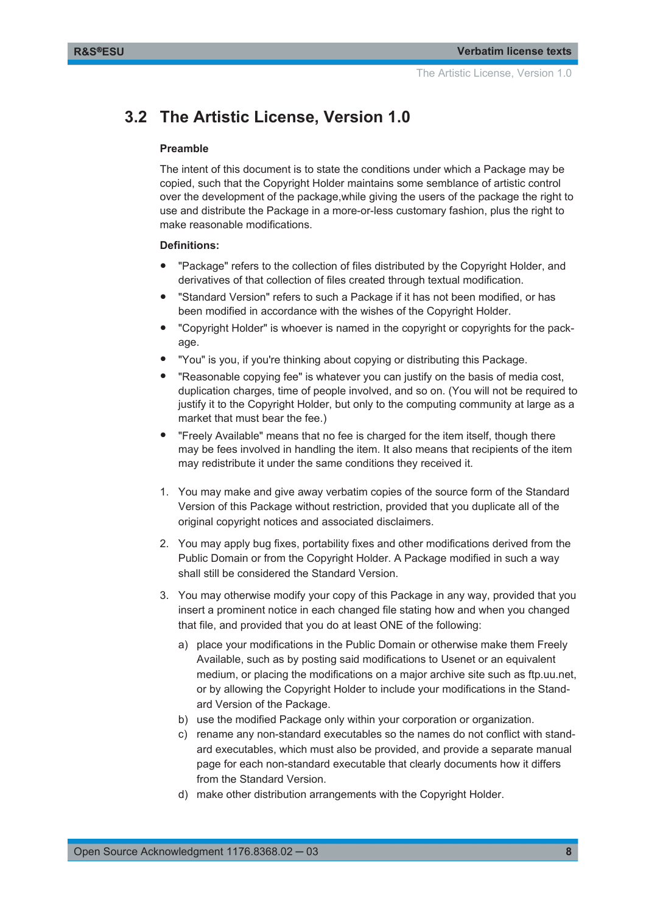## 3.2 The Artistic License, Version 1.0

**Preamble**

The intent of this document is to state the conditions under which a Package may be copied, such that the Copyright Holder maintains some semblance of artistic control over the development of the package,while giving the users of the package the right to use and distribute the Package in a more-or-less customary fashion, plus the right to make reasonable modifications.

**Definitions:**

- "Package" refers to the collection of files distributed by the Copyright Holder, and derivatives of that collection of files created through textual modification.
- "Standard Version" refers to such a Package if it has not been modified, or has been modified in accordance with the wishes of the Copyright Holder.
- "Copyright Holder" is whoever is named in the copyright or copyrights for the package.
- "You" is you, if you're thinking about copying or distributing this Package.
- "Reasonable copying fee" is whatever you can justify on the basis of media cost, duplication charges, time of people involved, and so on. (You will not be required to justify it to the Copyright Holder, but only to the computing community at large as a market that must bear the fee.)
- "Freely Available" means that no fee is charged for the item itself, though there may be fees involved in handling the item. It also means that recipients of the item may redistribute it under the same conditions they received it.

1. You may make and give away verbatim copies of the source form of the Standard Version of this Package without restriction, provided that you duplicate all of the original copyright notices and associated disclaimers.
2. You may apply bug fixes, portability fixes and other modifications derived from the Public Domain or from the Copyright Holder. A Package modified in such a way shall still be considered the Standard Version.
3. You may otherwise modify your copy of this Package in any way, provided that you insert a prominent notice in each changed file stating how and when you changed that file, and provided that you do at least ONE of the following:
   a) place your modifications in the Public Domain or otherwise make them Freely Available, such as by posting said modifications to Usenet or an equivalent medium, or placing the modifications on a major archive site such as ftp.uu.net, or by allowing the Copyright Holder to include your modifications in the Standard Version of the Package.
   b) use the modified Package only within your corporation or organization.
   c) rename any non-standard executables so the names do not conflict with standard executables, which must also be provided, and provide a separate manual page for each non-standard executable that clearly documents how it differs from the Standard Version.
   d) make other distribution arrangements with the Copyright Holder.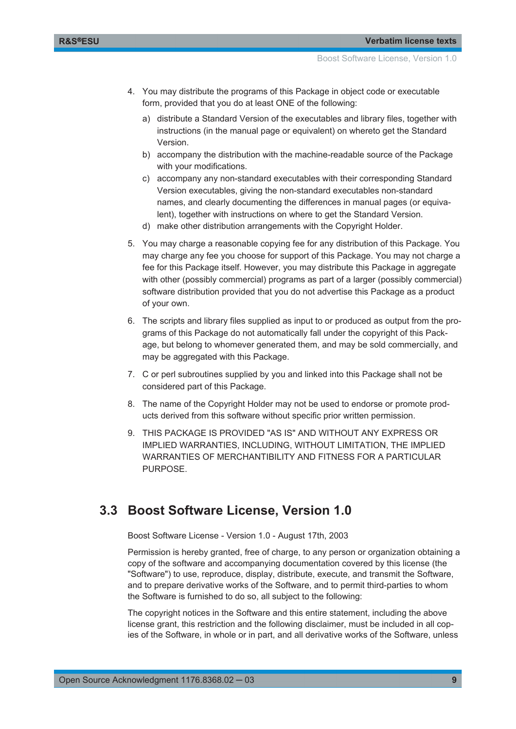4. You may distribute the programs of this Package in object code or executable form, provided that you do at least ONE of the following:
   a) distribute a Standard Version of the executables and library files, together with instructions (in the manual page or equivalent) on whereto get the Standard Version.
   b) accompany the distribution with the machine-readable source of the Package with your modifications.
   c) accompany any non-standard executables with their corresponding Standard Version executables, giving the non-standard executables non-standard names, and clearly documenting the differences in manual pages (or equivalent), together with instructions on where to get the Standard Version.
   d) make other distribution arrangements with the Copyright Holder.
5. You may charge a reasonable copying fee for any distribution of this Package. You may charge any fee you choose for support of this Package. You may not charge a fee for this Package itself. However, you may distribute this Package in aggregate with other (possibly commercial) programs as part of a larger (possibly commercial) software distribution provided that you do not advertise this Package as a product of your own.
6. The scripts and library files supplied as input to or produced as output from the programs of this Package do not automatically fall under the copyright of this Package, but belong to whomever generated them, and may be sold commercially, and may be aggregated with this Package.
7. C or perl subroutines supplied by you and linked into this Package shall not be considered part of this Package.
8. The name of the Copyright Holder may not be used to endorse or promote products derived from this software without specific prior written permission.
9. THIS PACKAGE IS PROVIDED "AS IS" AND WITHOUT ANY EXPRESS OR IMPLIED WARRANTIES, INCLUDING, WITHOUT LIMITATION, THE IMPLIED WARRANTIES OF MERCHANTIBILITY AND FITNESS FOR A PARTICULAR PURPOSE.

## 3.3 Boost Software License, Version 1.0

Boost Software License - Version 1.0 - August 17th, 2003

Permission is hereby granted, free of charge, to any person or organization obtaining a copy of the software and accompanying documentation covered by this license (the "Software") to use, reproduce, display, distribute, execute, and transmit the Software, and to prepare derivative works of the Software, and to permit third-parties to whom the Software is furnished to do so, all subject to the following:

The copyright notices in the Software and this entire statement, including the above license grant, this restriction and the following disclaimer, must be included in all copies of the Software, in whole or in part, and all derivative works of the Software, unless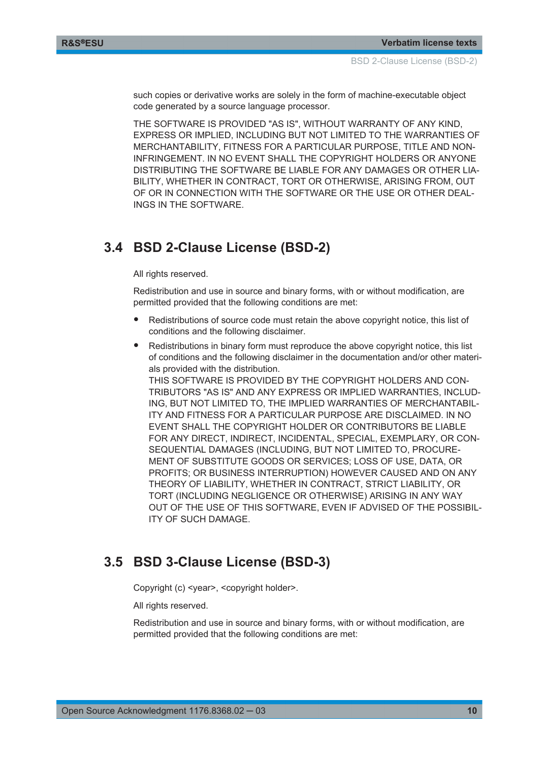such copies or derivative works are solely in the form of machine-executable object code generated by a source language processor.

THE SOFTWARE IS PROVIDED "AS IS", WITHOUT WARRANTY OF ANY KIND, EXPRESS OR IMPLIED, INCLUDING BUT NOT LIMITED TO THE WARRANTIES OF MERCHANTABILITY, FITNESS FOR A PARTICULAR PURPOSE, TITLE AND NON-INFRINGEMENT. IN NO EVENT SHALL THE COPYRIGHT HOLDERS OR ANYONE DISTRIBUTING THE SOFTWARE BE LIABLE FOR ANY DAMAGES OR OTHER LIABILITY, WHETHER IN CONTRACT, TORT OR OTHERWISE, ARISING FROM, OUT OF OR IN CONNECTION WITH THE SOFTWARE OR THE USE OR OTHER DEALINGS IN THE SOFTWARE.

## 3.4 BSD 2-Clause License (BSD-2)

All rights reserved.

Redistribution and use in source and binary forms, with or without modification, are permitted provided that the following conditions are met:

- Redistributions of source code must retain the above copyright notice, this list of conditions and the following disclaimer.
- Redistributions in binary form must reproduce the above copyright notice, this list of conditions and the following disclaimer in the documentation and/or other materials provided with the distribution.
  THIS SOFTWARE IS PROVIDED BY THE COPYRIGHT HOLDERS AND CONTRIBUTORS "AS IS" AND ANY EXPRESS OR IMPLIED WARRANTIES, INCLUDING, BUT NOT LIMITED TO, THE IMPLIED WARRANTIES OF MERCHANTABILITY AND FITNESS FOR A PARTICULAR PURPOSE ARE DISCLAIMED. IN NO EVENT SHALL THE COPYRIGHT HOLDER OR CONTRIBUTORS BE LIABLE FOR ANY DIRECT, INDIRECT, INCIDENTAL, SPECIAL, EXEMPLARY, OR CONSEQUENTIAL DAMAGES (INCLUDING, BUT NOT LIMITED TO, PROCUREMENT OF SUBSTITUTE GOODS OR SERVICES; LOSS OF USE, DATA, OR PROFITS; OR BUSINESS INTERRUPTION) HOWEVER CAUSED AND ON ANY THEORY OF LIABILITY, WHETHER IN CONTRACT, STRICT LIABILITY, OR TORT (INCLUDING NEGLIGENCE OR OTHERWISE) ARISING IN ANY WAY OUT OF THE USE OF THIS SOFTWARE, EVEN IF ADVISED OF THE POSSIBILITY OF SUCH DAMAGE.

## 3.5 BSD 3-Clause License (BSD-3)

Copyright (c) <year>, <copyright holder>.

All rights reserved.

Redistribution and use in source and binary forms, with or without modification, are permitted provided that the following conditions are met: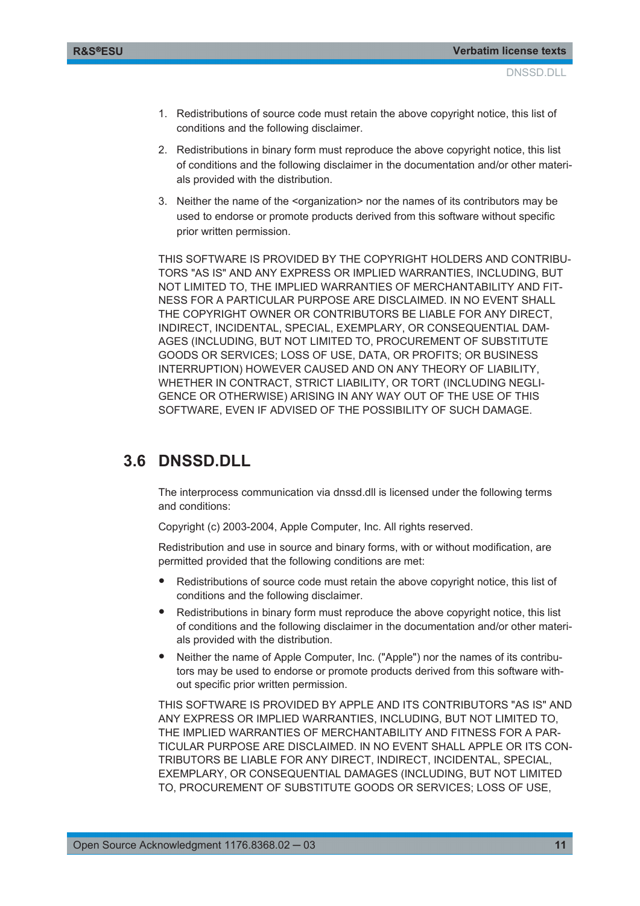1. Redistributions of source code must retain the above copyright notice, this list of conditions and the following disclaimer.
2. Redistributions in binary form must reproduce the above copyright notice, this list of conditions and the following disclaimer in the documentation and/or other materials provided with the distribution.
3. Neither the name of the <organization> nor the names of its contributors may be used to endorse or promote products derived from this software without specific prior written permission.

THIS SOFTWARE IS PROVIDED BY THE COPYRIGHT HOLDERS AND CONTRIBUTORS "AS IS" AND ANY EXPRESS OR IMPLIED WARRANTIES, INCLUDING, BUT NOT LIMITED TO, THE IMPLIED WARRANTIES OF MERCHANTABILITY AND FITNESS FOR A PARTICULAR PURPOSE ARE DISCLAIMED. IN NO EVENT SHALL THE COPYRIGHT OWNER OR CONTRIBUTORS BE LIABLE FOR ANY DIRECT, INDIRECT, INCIDENTAL, SPECIAL, EXEMPLARY, OR CONSEQUENTIAL DAMAGES (INCLUDING, BUT NOT LIMITED TO, PROCUREMENT OF SUBSTITUTE GOODS OR SERVICES; LOSS OF USE, DATA, OR PROFITS; OR BUSINESS INTERRUPTION) HOWEVER CAUSED AND ON ANY THEORY OF LIABILITY, WHETHER IN CONTRACT, STRICT LIABILITY, OR TORT (INCLUDING NEGLIGENCE OR OTHERWISE) ARISING IN ANY WAY OUT OF THE USE OF THIS SOFTWARE, EVEN IF ADVISED OF THE POSSIBILITY OF SUCH DAMAGE.

## 3.6 DNSSD.DLL

The interprocess communication via dnssd.dll is licensed under the following terms and conditions:

Copyright (c) 2003-2004, Apple Computer, Inc. All rights reserved.

Redistribution and use in source and binary forms, with or without modification, are permitted provided that the following conditions are met:

- Redistributions of source code must retain the above copyright notice, this list of conditions and the following disclaimer.
- Redistributions in binary form must reproduce the above copyright notice, this list of conditions and the following disclaimer in the documentation and/or other materials provided with the distribution.
- Neither the name of Apple Computer, Inc. ("Apple") nor the names of its contributors may be used to endorse or promote products derived from this software without specific prior written permission.

THIS SOFTWARE IS PROVIDED BY APPLE AND ITS CONTRIBUTORS "AS IS" AND ANY EXPRESS OR IMPLIED WARRANTIES, INCLUDING, BUT NOT LIMITED TO, THE IMPLIED WARRANTIES OF MERCHANTABILITY AND FITNESS FOR A PARTICULAR PURPOSE ARE DISCLAIMED. IN NO EVENT SHALL APPLE OR ITS CONTRIBUTORS BE LIABLE FOR ANY DIRECT, INDIRECT, INCIDENTAL, SPECIAL, EXEMPLARY, OR CONSEQUENTIAL DAMAGES (INCLUDING, BUT NOT LIMITED TO, PROCUREMENT OF SUBSTITUTE GOODS OR SERVICES; LOSS OF USE,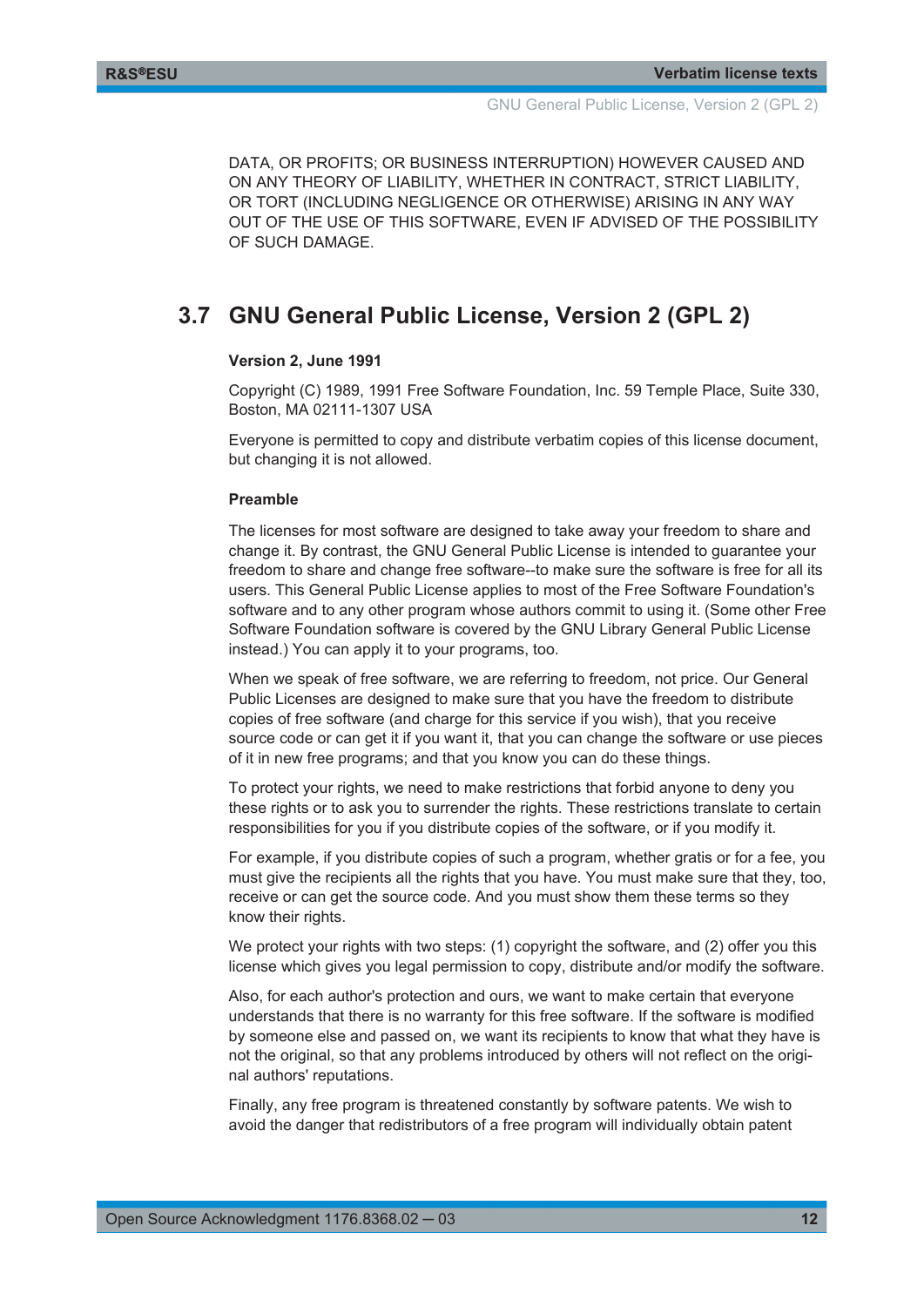DATA, OR PROFITS; OR BUSINESS INTERRUPTION) HOWEVER CAUSED AND ON ANY THEORY OF LIABILITY, WHETHER IN CONTRACT, STRICT LIABILITY, OR TORT (INCLUDING NEGLIGENCE OR OTHERWISE) ARISING IN ANY WAY OUT OF THE USE OF THIS SOFTWARE, EVEN IF ADVISED OF THE POSSIBILITY OF SUCH DAMAGE.

## 3.7 GNU General Public License, Version 2 (GPL 2)

**Version 2, June 1991**

Copyright (C) 1989, 1991 Free Software Foundation, Inc. 59 Temple Place, Suite 330, Boston, MA 02111-1307 USA

Everyone is permitted to copy and distribute verbatim copies of this license document, but changing it is not allowed.

**Preamble**

The licenses for most software are designed to take away your freedom to share and change it. By contrast, the GNU General Public License is intended to guarantee your freedom to share and change free software--to make sure the software is free for all its users. This General Public License applies to most of the Free Software Foundation's software and to any other program whose authors commit to using it. (Some other Free Software Foundation software is covered by the GNU Library General Public License instead.) You can apply it to your programs, too.

When we speak of free software, we are referring to freedom, not price. Our General Public Licenses are designed to make sure that you have the freedom to distribute copies of free software (and charge for this service if you wish), that you receive source code or can get it if you want it, that you can change the software or use pieces of it in new free programs; and that you know you can do these things.

To protect your rights, we need to make restrictions that forbid anyone to deny you these rights or to ask you to surrender the rights. These restrictions translate to certain responsibilities for you if you distribute copies of the software, or if you modify it.

For example, if you distribute copies of such a program, whether gratis or for a fee, you must give the recipients all the rights that you have. You must make sure that they, too, receive or can get the source code. And you must show them these terms so they know their rights.

We protect your rights with two steps: (1) copyright the software, and (2) offer you this license which gives you legal permission to copy, distribute and/or modify the software.

Also, for each author's protection and ours, we want to make certain that everyone understands that there is no warranty for this free software. If the software is modified by someone else and passed on, we want its recipients to know that what they have is not the original, so that any problems introduced by others will not reflect on the original authors' reputations.

Finally, any free program is threatened constantly by software patents. We wish to avoid the danger that redistributors of a free program will individually obtain patent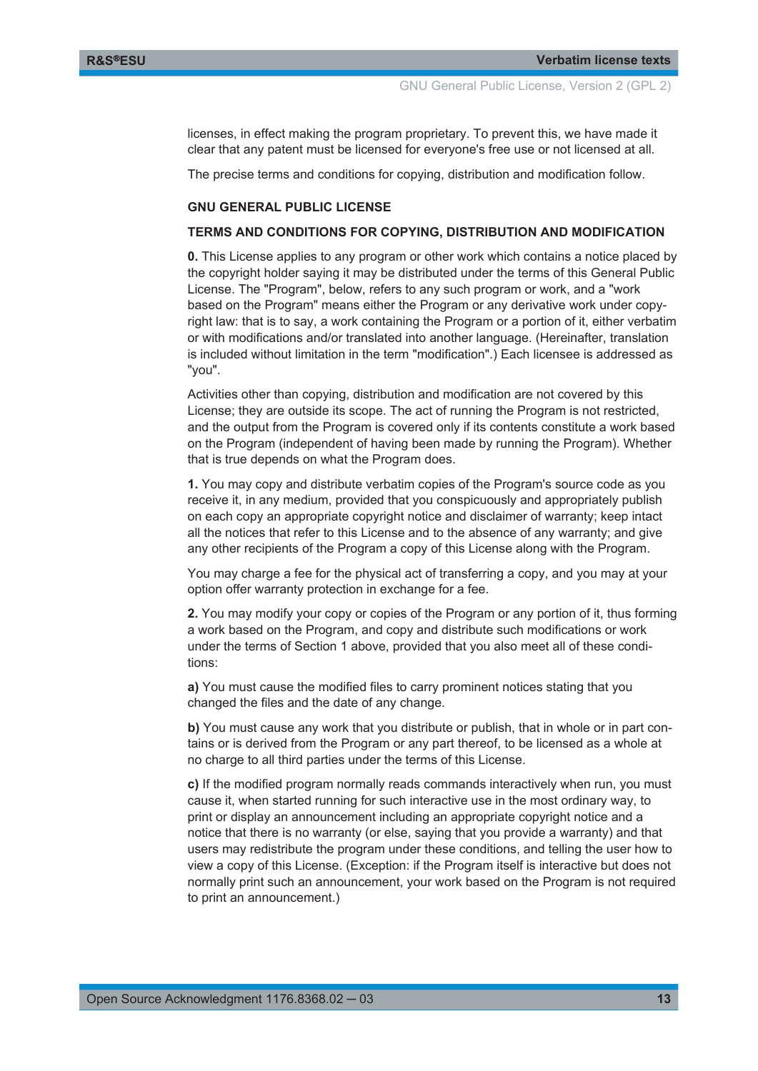licenses, in effect making the program proprietary. To prevent this, we have made it clear that any patent must be licensed for everyone's free use or not licensed at all.

The precise terms and conditions for copying, distribution and modification follow.

**GNU GENERAL PUBLIC LICENSE**

**TERMS AND CONDITIONS FOR COPYING, DISTRIBUTION AND MODIFICATION**

**0.** This License applies to any program or other work which contains a notice placed by the copyright holder saying it may be distributed under the terms of this General Public License. The "Program", below, refers to any such program or work, and a "work based on the Program" means either the Program or any derivative work under copyright law: that is to say, a work containing the Program or a portion of it, either verbatim or with modifications and/or translated into another language. (Hereinafter, translation is included without limitation in the term "modification".) Each licensee is addressed as "you".

Activities other than copying, distribution and modification are not covered by this License; they are outside its scope. The act of running the Program is not restricted, and the output from the Program is covered only if its contents constitute a work based on the Program (independent of having been made by running the Program). Whether that is true depends on what the Program does.

**1.** You may copy and distribute verbatim copies of the Program's source code as you receive it, in any medium, provided that you conspicuously and appropriately publish on each copy an appropriate copyright notice and disclaimer of warranty; keep intact all the notices that refer to this License and to the absence of any warranty; and give any other recipients of the Program a copy of this License along with the Program.

You may charge a fee for the physical act of transferring a copy, and you may at your option offer warranty protection in exchange for a fee.

**2.** You may modify your copy or copies of the Program or any portion of it, thus forming a work based on the Program, and copy and distribute such modifications or work under the terms of Section 1 above, provided that you also meet all of these conditions:

**a)** You must cause the modified files to carry prominent notices stating that you changed the files and the date of any change.

**b)** You must cause any work that you distribute or publish, that in whole or in part contains or is derived from the Program or any part thereof, to be licensed as a whole at no charge to all third parties under the terms of this License.

**c)** If the modified program normally reads commands interactively when run, you must cause it, when started running for such interactive use in the most ordinary way, to print or display an announcement including an appropriate copyright notice and a notice that there is no warranty (or else, saying that you provide a warranty) and that users may redistribute the program under these conditions, and telling the user how to view a copy of this License. (Exception: if the Program itself is interactive but does not normally print such an announcement, your work based on the Program is not required to print an announcement.)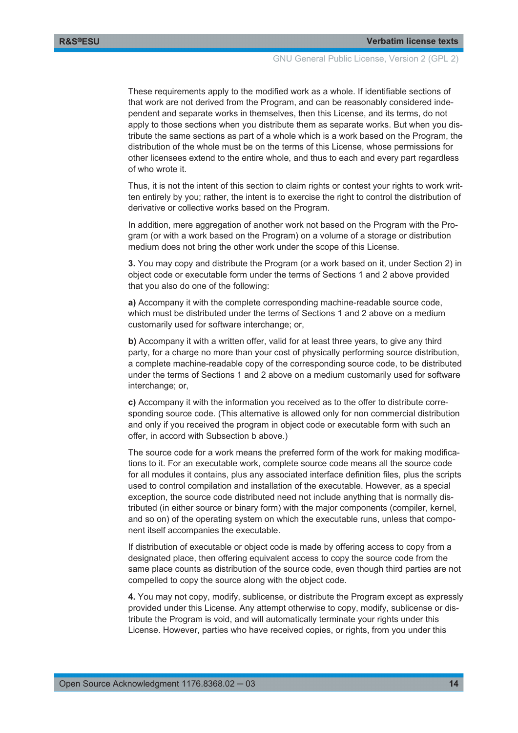These requirements apply to the modified work as a whole. If identifiable sections of that work are not derived from the Program, and can be reasonably considered independent and separate works in themselves, then this License, and its terms, do not apply to those sections when you distribute them as separate works. But when you distribute the same sections as part of a whole which is a work based on the Program, the distribution of the whole must be on the terms of this License, whose permissions for other licensees extend to the entire whole, and thus to each and every part regardless of who wrote it.

Thus, it is not the intent of this section to claim rights or contest your rights to work written entirely by you; rather, the intent is to exercise the right to control the distribution of derivative or collective works based on the Program.

In addition, mere aggregation of another work not based on the Program with the Program (or with a work based on the Program) on a volume of a storage or distribution medium does not bring the other work under the scope of this License.

**3.** You may copy and distribute the Program (or a work based on it, under Section 2) in object code or executable form under the terms of Sections 1 and 2 above provided that you also do one of the following:

**a)** Accompany it with the complete corresponding machine-readable source code, which must be distributed under the terms of Sections 1 and 2 above on a medium customarily used for software interchange; or,

**b)** Accompany it with a written offer, valid for at least three years, to give any third party, for a charge no more than your cost of physically performing source distribution, a complete machine-readable copy of the corresponding source code, to be distributed under the terms of Sections 1 and 2 above on a medium customarily used for software interchange; or,

**c)** Accompany it with the information you received as to the offer to distribute corresponding source code. (This alternative is allowed only for non commercial distribution and only if you received the program in object code or executable form with such an offer, in accord with Subsection b above.)

The source code for a work means the preferred form of the work for making modifications to it. For an executable work, complete source code means all the source code for all modules it contains, plus any associated interface definition files, plus the scripts used to control compilation and installation of the executable. However, as a special exception, the source code distributed need not include anything that is normally distributed (in either source or binary form) with the major components (compiler, kernel, and so on) of the operating system on which the executable runs, unless that component itself accompanies the executable.

If distribution of executable or object code is made by offering access to copy from a designated place, then offering equivalent access to copy the source code from the same place counts as distribution of the source code, even though third parties are not compelled to copy the source along with the object code.

**4.** You may not copy, modify, sublicense, or distribute the Program except as expressly provided under this License. Any attempt otherwise to copy, modify, sublicense or distribute the Program is void, and will automatically terminate your rights under this License. However, parties who have received copies, or rights, from you under this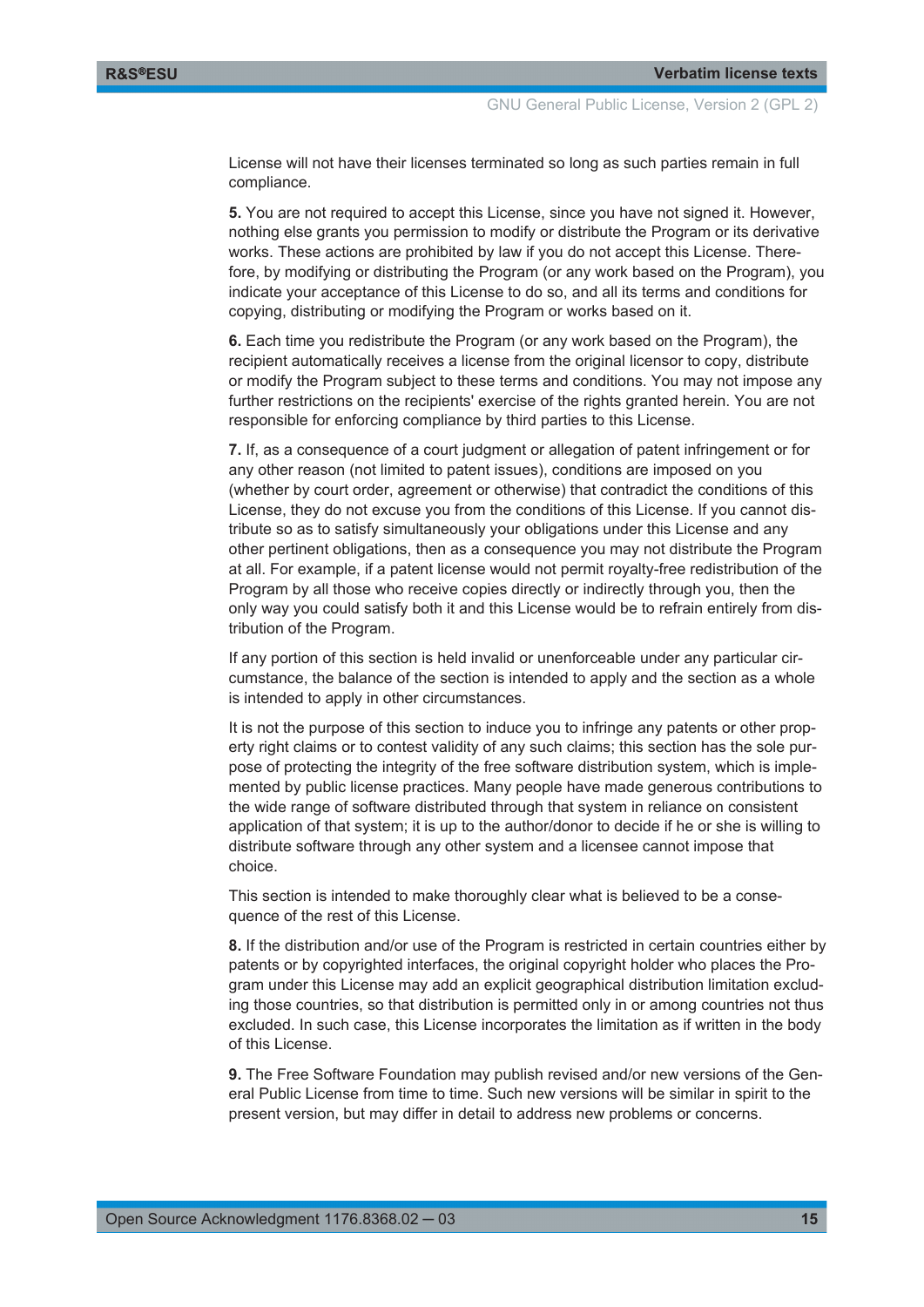License will not have their licenses terminated so long as such parties remain in full compliance.

**5.** You are not required to accept this License, since you have not signed it. However, nothing else grants you permission to modify or distribute the Program or its derivative works. These actions are prohibited by law if you do not accept this License. Therefore, by modifying or distributing the Program (or any work based on the Program), you indicate your acceptance of this License to do so, and all its terms and conditions for copying, distributing or modifying the Program or works based on it.

**6.** Each time you redistribute the Program (or any work based on the Program), the recipient automatically receives a license from the original licensor to copy, distribute or modify the Program subject to these terms and conditions. You may not impose any further restrictions on the recipients' exercise of the rights granted herein. You are not responsible for enforcing compliance by third parties to this License.

**7.** If, as a consequence of a court judgment or allegation of patent infringement or for any other reason (not limited to patent issues), conditions are imposed on you (whether by court order, agreement or otherwise) that contradict the conditions of this License, they do not excuse you from the conditions of this License. If you cannot distribute so as to satisfy simultaneously your obligations under this License and any other pertinent obligations, then as a consequence you may not distribute the Program at all. For example, if a patent license would not permit royalty-free redistribution of the Program by all those who receive copies directly or indirectly through you, then the only way you could satisfy both it and this License would be to refrain entirely from distribution of the Program.

If any portion of this section is held invalid or unenforceable under any particular circumstance, the balance of the section is intended to apply and the section as a whole is intended to apply in other circumstances.

It is not the purpose of this section to induce you to infringe any patents or other property right claims or to contest validity of any such claims; this section has the sole purpose of protecting the integrity of the free software distribution system, which is implemented by public license practices. Many people have made generous contributions to the wide range of software distributed through that system in reliance on consistent application of that system; it is up to the author/donor to decide if he or she is willing to distribute software through any other system and a licensee cannot impose that choice.

This section is intended to make thoroughly clear what is believed to be a consequence of the rest of this License.

**8.** If the distribution and/or use of the Program is restricted in certain countries either by patents or by copyrighted interfaces, the original copyright holder who places the Program under this License may add an explicit geographical distribution limitation excluding those countries, so that distribution is permitted only in or among countries not thus excluded. In such case, this License incorporates the limitation as if written in the body of this License.

**9.** The Free Software Foundation may publish revised and/or new versions of the General Public License from time to time. Such new versions will be similar in spirit to the present version, but may differ in detail to address new problems or concerns.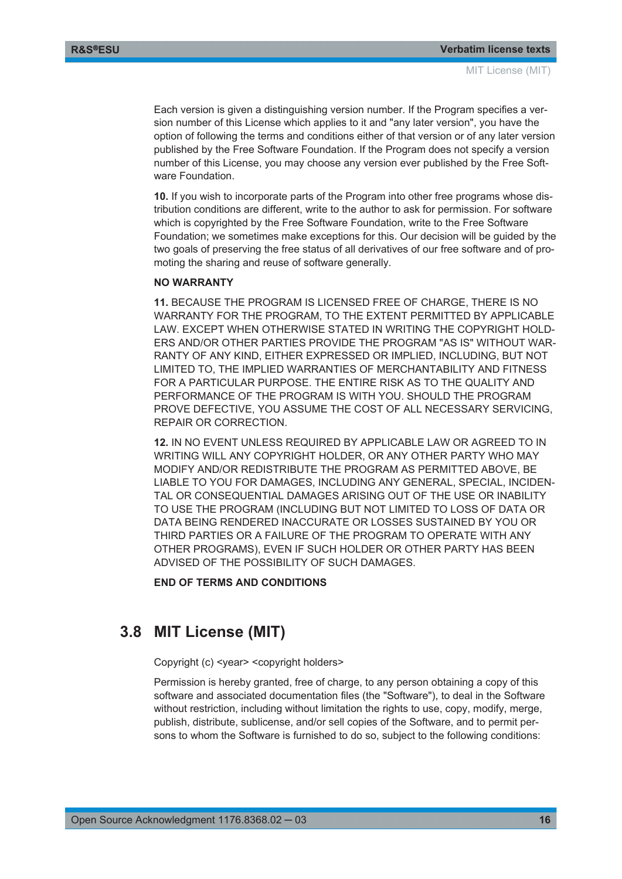Each version is given a distinguishing version number. If the Program specifies a version number of this License which applies to it and "any later version", you have the option of following the terms and conditions either of that version or of any later version published by the Free Software Foundation. If the Program does not specify a version number of this License, you may choose any version ever published by the Free Software Foundation.

**10.** If you wish to incorporate parts of the Program into other free programs whose distribution conditions are different, write to the author to ask for permission. For software which is copyrighted by the Free Software Foundation, write to the Free Software Foundation; we sometimes make exceptions for this. Our decision will be guided by the two goals of preserving the free status of all derivatives of our free software and of promoting the sharing and reuse of software generally.

**NO WARRANTY**

**11.** BECAUSE THE PROGRAM IS LICENSED FREE OF CHARGE, THERE IS NO WARRANTY FOR THE PROGRAM, TO THE EXTENT PERMITTED BY APPLICABLE LAW. EXCEPT WHEN OTHERWISE STATED IN WRITING THE COPYRIGHT HOLDERS AND/OR OTHER PARTIES PROVIDE THE PROGRAM "AS IS" WITHOUT WARRANTY OF ANY KIND, EITHER EXPRESSED OR IMPLIED, INCLUDING, BUT NOT LIMITED TO, THE IMPLIED WARRANTIES OF MERCHANTABILITY AND FITNESS FOR A PARTICULAR PURPOSE. THE ENTIRE RISK AS TO THE QUALITY AND PERFORMANCE OF THE PROGRAM IS WITH YOU. SHOULD THE PROGRAM PROVE DEFECTIVE, YOU ASSUME THE COST OF ALL NECESSARY SERVICING, REPAIR OR CORRECTION.

**12.** IN NO EVENT UNLESS REQUIRED BY APPLICABLE LAW OR AGREED TO IN WRITING WILL ANY COPYRIGHT HOLDER, OR ANY OTHER PARTY WHO MAY MODIFY AND/OR REDISTRIBUTE THE PROGRAM AS PERMITTED ABOVE, BE LIABLE TO YOU FOR DAMAGES, INCLUDING ANY GENERAL, SPECIAL, INCIDENTAL OR CONSEQUENTIAL DAMAGES ARISING OUT OF THE USE OR INABILITY TO USE THE PROGRAM (INCLUDING BUT NOT LIMITED TO LOSS OF DATA OR DATA BEING RENDERED INACCURATE OR LOSSES SUSTAINED BY YOU OR THIRD PARTIES OR A FAILURE OF THE PROGRAM TO OPERATE WITH ANY OTHER PROGRAMS), EVEN IF SUCH HOLDER OR OTHER PARTY HAS BEEN ADVISED OF THE POSSIBILITY OF SUCH DAMAGES.

**END OF TERMS AND CONDITIONS**

## 3.8 MIT License (MIT)

Copyright (c) <year> <copyright holders>

Permission is hereby granted, free of charge, to any person obtaining a copy of this software and associated documentation files (the "Software"), to deal in the Software without restriction, including without limitation the rights to use, copy, modify, merge, publish, distribute, sublicense, and/or sell copies of the Software, and to permit persons to whom the Software is furnished to do so, subject to the following conditions: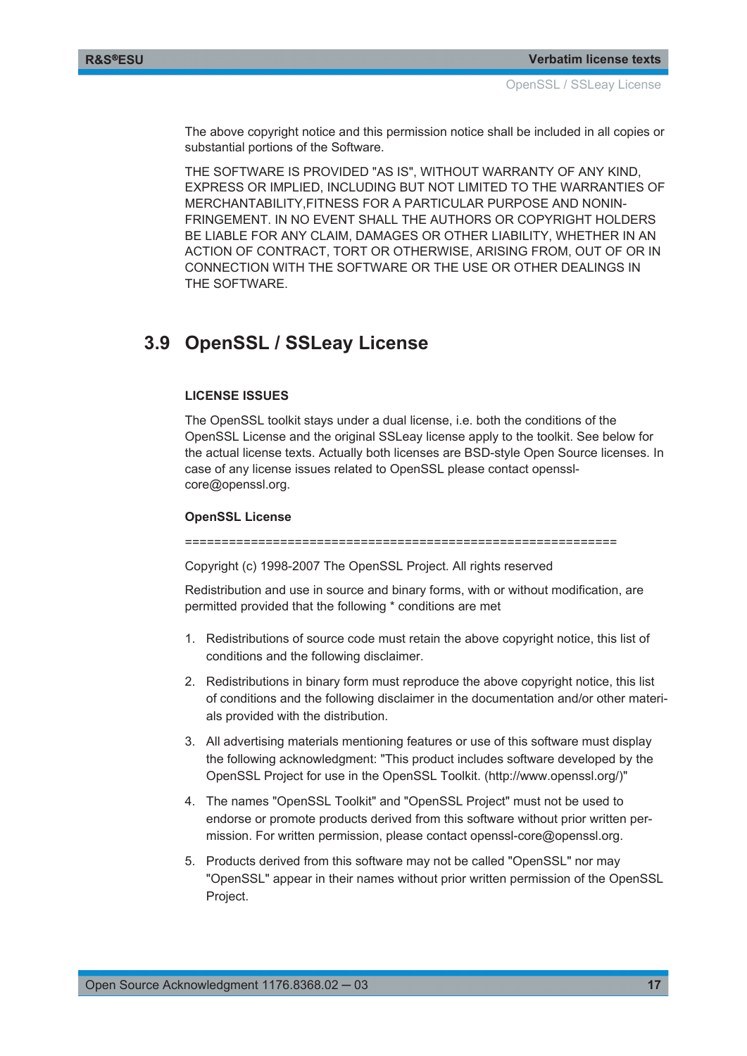The above copyright notice and this permission notice shall be included in all copies or substantial portions of the Software.

THE SOFTWARE IS PROVIDED "AS IS", WITHOUT WARRANTY OF ANY KIND, EXPRESS OR IMPLIED, INCLUDING BUT NOT LIMITED TO THE WARRANTIES OF MERCHANTABILITY,FITNESS FOR A PARTICULAR PURPOSE AND NONINFRINGEMENT. IN NO EVENT SHALL THE AUTHORS OR COPYRIGHT HOLDERS BE LIABLE FOR ANY CLAIM, DAMAGES OR OTHER LIABILITY, WHETHER IN AN ACTION OF CONTRACT, TORT OR OTHERWISE, ARISING FROM, OUT OF OR IN CONNECTION WITH THE SOFTWARE OR THE USE OR OTHER DEALINGS IN THE SOFTWARE.

## 3.9 OpenSSL / SSLeay License

**LICENSE ISSUES**

The OpenSSL toolkit stays under a dual license, i.e. both the conditions of the OpenSSL License and the original SSLeay license apply to the toolkit. See below for the actual license texts. Actually both licenses are BSD-style Open Source licenses. In case of any license issues related to OpenSSL please contact openssl-core@openssl.org.

**OpenSSL License**

==========================================================

Copyright (c) 1998-2007 The OpenSSL Project. All rights reserved

Redistribution and use in source and binary forms, with or without modification, are permitted provided that the following * conditions are met

1. Redistributions of source code must retain the above copyright notice, this list of conditions and the following disclaimer.
2. Redistributions in binary form must reproduce the above copyright notice, this list of conditions and the following disclaimer in the documentation and/or other materials provided with the distribution.
3. All advertising materials mentioning features or use of this software must display the following acknowledgment: "This product includes software developed by the OpenSSL Project for use in the OpenSSL Toolkit. (http://www.openssl.org/)"
4. The names "OpenSSL Toolkit" and "OpenSSL Project" must not be used to endorse or promote products derived from this software without prior written permission. For written permission, please contact openssl-core@openssl.org.
5. Products derived from this software may not be called "OpenSSL" nor may "OpenSSL" appear in their names without prior written permission of the OpenSSL Project.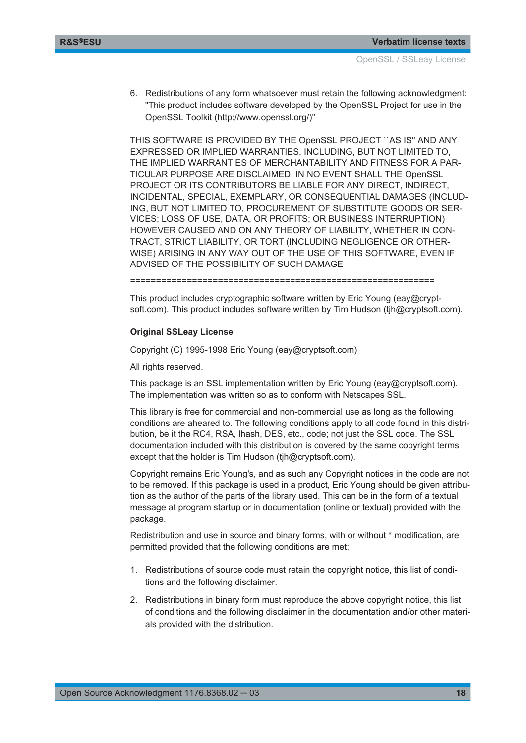6. Redistributions of any form whatsoever must retain the following acknowledgment: "This product includes software developed by the OpenSSL Project for use in the OpenSSL Toolkit (http://www.openssl.org/)"

THIS SOFTWARE IS PROVIDED BY THE OpenSSL PROJECT ``AS IS'' AND ANY EXPRESSED OR IMPLIED WARRANTIES, INCLUDING, BUT NOT LIMITED TO, THE IMPLIED WARRANTIES OF MERCHANTABILITY AND FITNESS FOR A PARTICULAR PURPOSE ARE DISCLAIMED. IN NO EVENT SHALL THE OpenSSL PROJECT OR ITS CONTRIBUTORS BE LIABLE FOR ANY DIRECT, INDIRECT, INCIDENTAL, SPECIAL, EXEMPLARY, OR CONSEQUENTIAL DAMAGES (INCLUDING, BUT NOT LIMITED TO, PROCUREMENT OF SUBSTITUTE GOODS OR SERVICES; LOSS OF USE, DATA, OR PROFITS; OR BUSINESS INTERRUPTION) HOWEVER CAUSED AND ON ANY THEORY OF LIABILITY, WHETHER IN CONTRACT, STRICT LIABILITY, OR TORT (INCLUDING NEGLIGENCE OR OTHERWISE) ARISING IN ANY WAY OUT OF THE USE OF THIS SOFTWARE, EVEN IF ADVISED OF THE POSSIBILITY OF SUCH DAMAGE

==========================================================

This product includes cryptographic software written by Eric Young (eay@cryptsoft.com). This product includes software written by Tim Hudson (tjh@cryptsoft.com).

**Original SSLeay License**

Copyright (C) 1995-1998 Eric Young (eay@cryptsoft.com)

All rights reserved.

This package is an SSL implementation written by Eric Young (eay@cryptsoft.com). The implementation was written so as to conform with Netscapes SSL.

This library is free for commercial and non-commercial use as long as the following conditions are aheared to. The following conditions apply to all code found in this distribution, be it the RC4, RSA, lhash, DES, etc., code; not just the SSL code. The SSL documentation included with this distribution is covered by the same copyright terms except that the holder is Tim Hudson (tjh@cryptsoft.com).

Copyright remains Eric Young's, and as such any Copyright notices in the code are not to be removed. If this package is used in a product, Eric Young should be given attribution as the author of the parts of the library used. This can be in the form of a textual message at program startup or in documentation (online or textual) provided with the package.

Redistribution and use in source and binary forms, with or without * modification, are permitted provided that the following conditions are met:

1. Redistributions of source code must retain the copyright notice, this list of conditions and the following disclaimer.
2. Redistributions in binary form must reproduce the above copyright notice, this list of conditions and the following disclaimer in the documentation and/or other materials provided with the distribution.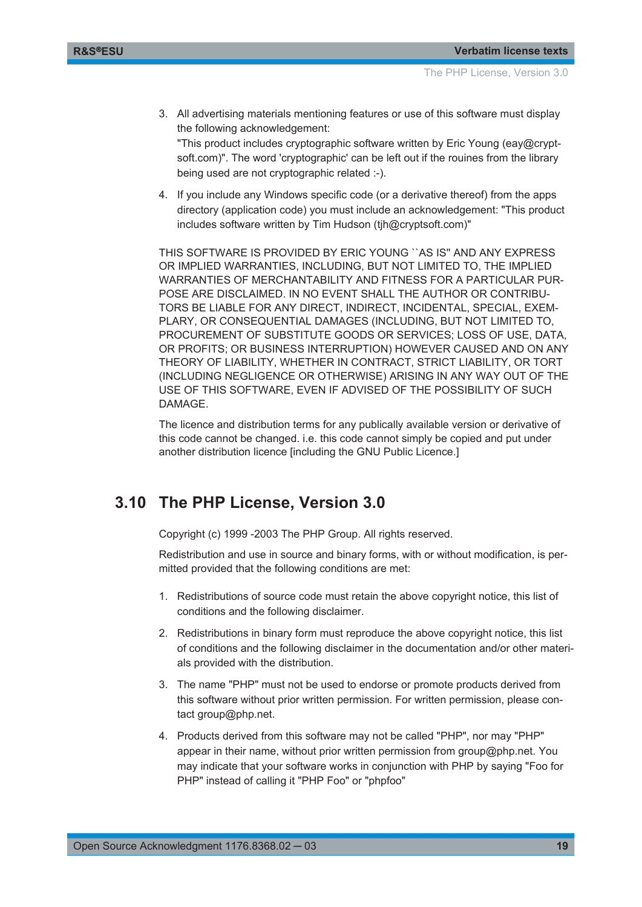3. All advertising materials mentioning features or use of this software must display the following acknowledgement:
   "This product includes cryptographic software written by Eric Young (eay@cryptsoft.com)". The word 'cryptographic' can be left out if the rouines from the library being used are not cryptographic related :-).

4. If you include any Windows specific code (or a derivative thereof) from the apps directory (application code) you must include an acknowledgement: "This product includes software written by Tim Hudson (tjh@cryptsoft.com)"

THIS SOFTWARE IS PROVIDED BY ERIC YOUNG ``AS IS'' AND ANY EXPRESS OR IMPLIED WARRANTIES, INCLUDING, BUT NOT LIMITED TO, THE IMPLIED WARRANTIES OF MERCHANTABILITY AND FITNESS FOR A PARTICULAR PURPOSE ARE DISCLAIMED. IN NO EVENT SHALL THE AUTHOR OR CONTRIBUTORS BE LIABLE FOR ANY DIRECT, INDIRECT, INCIDENTAL, SPECIAL, EXEMPLARY, OR CONSEQUENTIAL DAMAGES (INCLUDING, BUT NOT LIMITED TO, PROCUREMENT OF SUBSTITUTE GOODS OR SERVICES; LOSS OF USE, DATA, OR PROFITS; OR BUSINESS INTERRUPTION) HOWEVER CAUSED AND ON ANY THEORY OF LIABILITY, WHETHER IN CONTRACT, STRICT LIABILITY, OR TORT (INCLUDING NEGLIGENCE OR OTHERWISE) ARISING IN ANY WAY OUT OF THE USE OF THIS SOFTWARE, EVEN IF ADVISED OF THE POSSIBILITY OF SUCH DAMAGE.

The licence and distribution terms for any publically available version or derivative of this code cannot be changed. i.e. this code cannot simply be copied and put under another distribution licence [including the GNU Public Licence.]

## 3.10 The PHP License, Version 3.0

Copyright (c) 1999 -2003 The PHP Group. All rights reserved.

Redistribution and use in source and binary forms, with or without modification, is permitted provided that the following conditions are met:

1. Redistributions of source code must retain the above copyright notice, this list of conditions and the following disclaimer.

2. Redistributions in binary form must reproduce the above copyright notice, this list of conditions and the following disclaimer in the documentation and/or other materials provided with the distribution.

3. The name "PHP" must not be used to endorse or promote products derived from this software without prior written permission. For written permission, please contact group@php.net.

4. Products derived from this software may not be called "PHP", nor may "PHP" appear in their name, without prior written permission from group@php.net. You may indicate that your software works in conjunction with PHP by saying "Foo for PHP" instead of calling it "PHP Foo" or "phpfoo"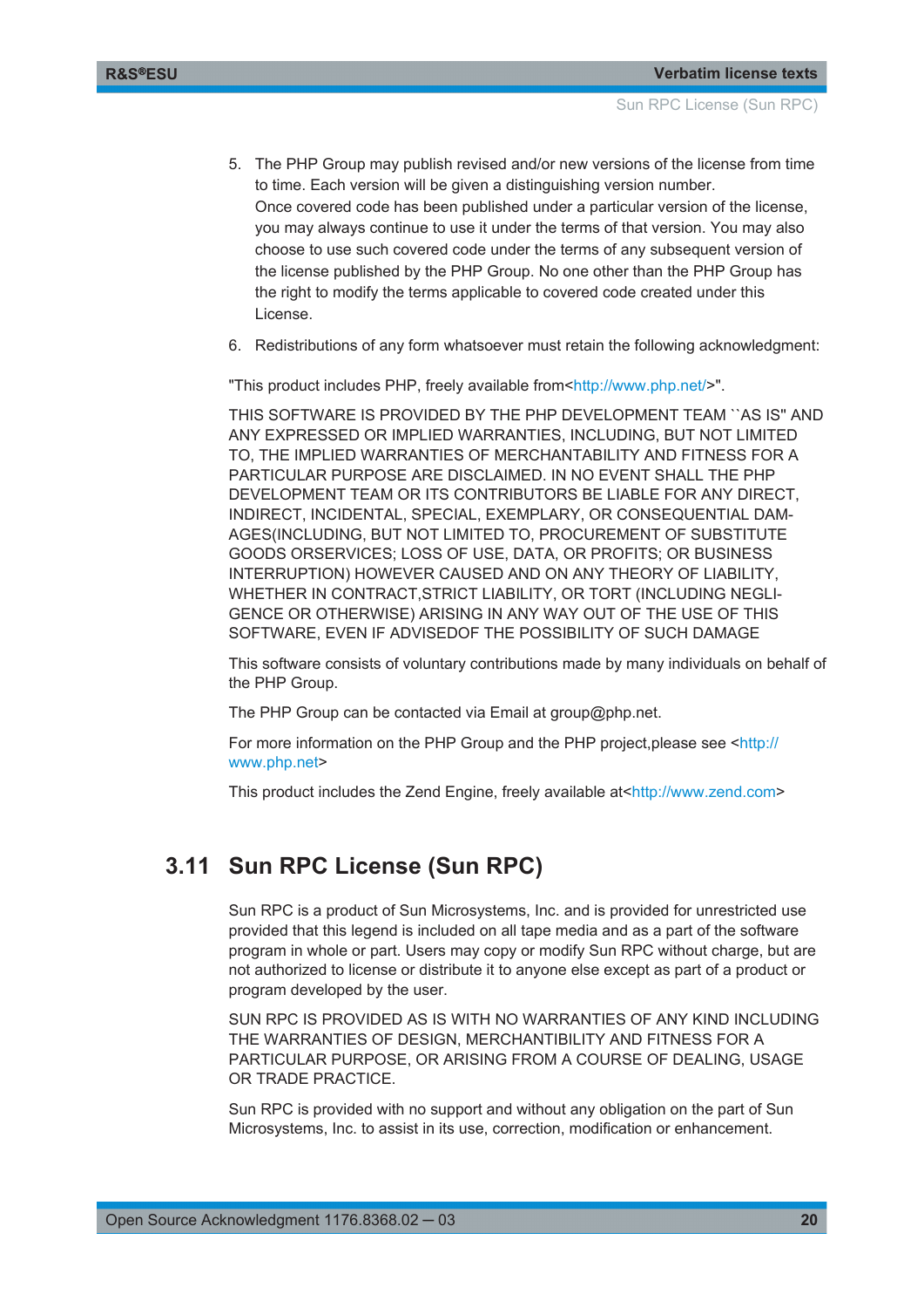5. The PHP Group may publish revised and/or new versions of the license from time to time. Each version will be given a distinguishing version number.
   Once covered code has been published under a particular version of the license, you may always continue to use it under the terms of that version. You may also choose to use such covered code under the terms of any subsequent version of the license published by the PHP Group. No one other than the PHP Group has the right to modify the terms applicable to covered code created under this License.
6. Redistributions of any form whatsoever must retain the following acknowledgment:

"This product includes PHP, freely available from<http://www.php.net/>".

THIS SOFTWARE IS PROVIDED BY THE PHP DEVELOPMENT TEAM ``AS IS'' AND ANY EXPRESSED OR IMPLIED WARRANTIES, INCLUDING, BUT NOT LIMITED TO, THE IMPLIED WARRANTIES OF MERCHANTABILITY AND FITNESS FOR A PARTICULAR PURPOSE ARE DISCLAIMED. IN NO EVENT SHALL THE PHP DEVELOPMENT TEAM OR ITS CONTRIBUTORS BE LIABLE FOR ANY DIRECT, INDIRECT, INCIDENTAL, SPECIAL, EXEMPLARY, OR CONSEQUENTIAL DAMAGES(INCLUDING, BUT NOT LIMITED TO, PROCUREMENT OF SUBSTITUTE GOODS ORSERVICES; LOSS OF USE, DATA, OR PROFITS; OR BUSINESS INTERRUPTION) HOWEVER CAUSED AND ON ANY THEORY OF LIABILITY, WHETHER IN CONTRACT,STRICT LIABILITY, OR TORT (INCLUDING NEGLIGENCE OR OTHERWISE) ARISING IN ANY WAY OUT OF THE USE OF THIS SOFTWARE, EVEN IF ADVISEDOF THE POSSIBILITY OF SUCH DAMAGE

This software consists of voluntary contributions made by many individuals on behalf of the PHP Group.

The PHP Group can be contacted via Email at group@php.net.

For more information on the PHP Group and the PHP project,please see <http://www.php.net>

This product includes the Zend Engine, freely available at<http://www.zend.com>

## 3.11 Sun RPC License (Sun RPC)

Sun RPC is a product of Sun Microsystems, Inc. and is provided for unrestricted use provided that this legend is included on all tape media and as a part of the software program in whole or part. Users may copy or modify Sun RPC without charge, but are not authorized to license or distribute it to anyone else except as part of a product or program developed by the user.

SUN RPC IS PROVIDED AS IS WITH NO WARRANTIES OF ANY KIND INCLUDING THE WARRANTIES OF DESIGN, MERCHANTIBILITY AND FITNESS FOR A PARTICULAR PURPOSE, OR ARISING FROM A COURSE OF DEALING, USAGE OR TRADE PRACTICE.

Sun RPC is provided with no support and without any obligation on the part of Sun Microsystems, Inc. to assist in its use, correction, modification or enhancement.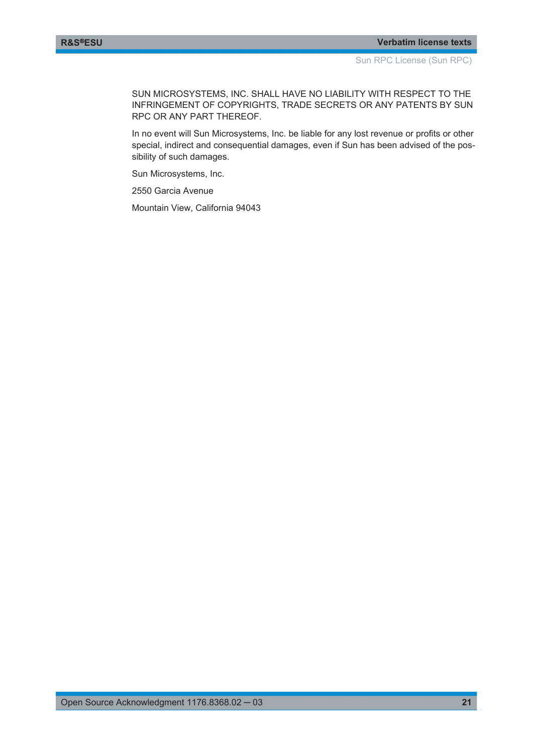SUN MICROSYSTEMS, INC. SHALL HAVE NO LIABILITY WITH RESPECT TO THE INFRINGEMENT OF COPYRIGHTS, TRADE SECRETS OR ANY PATENTS BY SUN RPC OR ANY PART THEREOF.

In no event will Sun Microsystems, Inc. be liable for any lost revenue or profits or other special, indirect and consequential damages, even if Sun has been advised of the possibility of such damages.

Sun Microsystems, Inc.

2550 Garcia Avenue

Mountain View, California 94043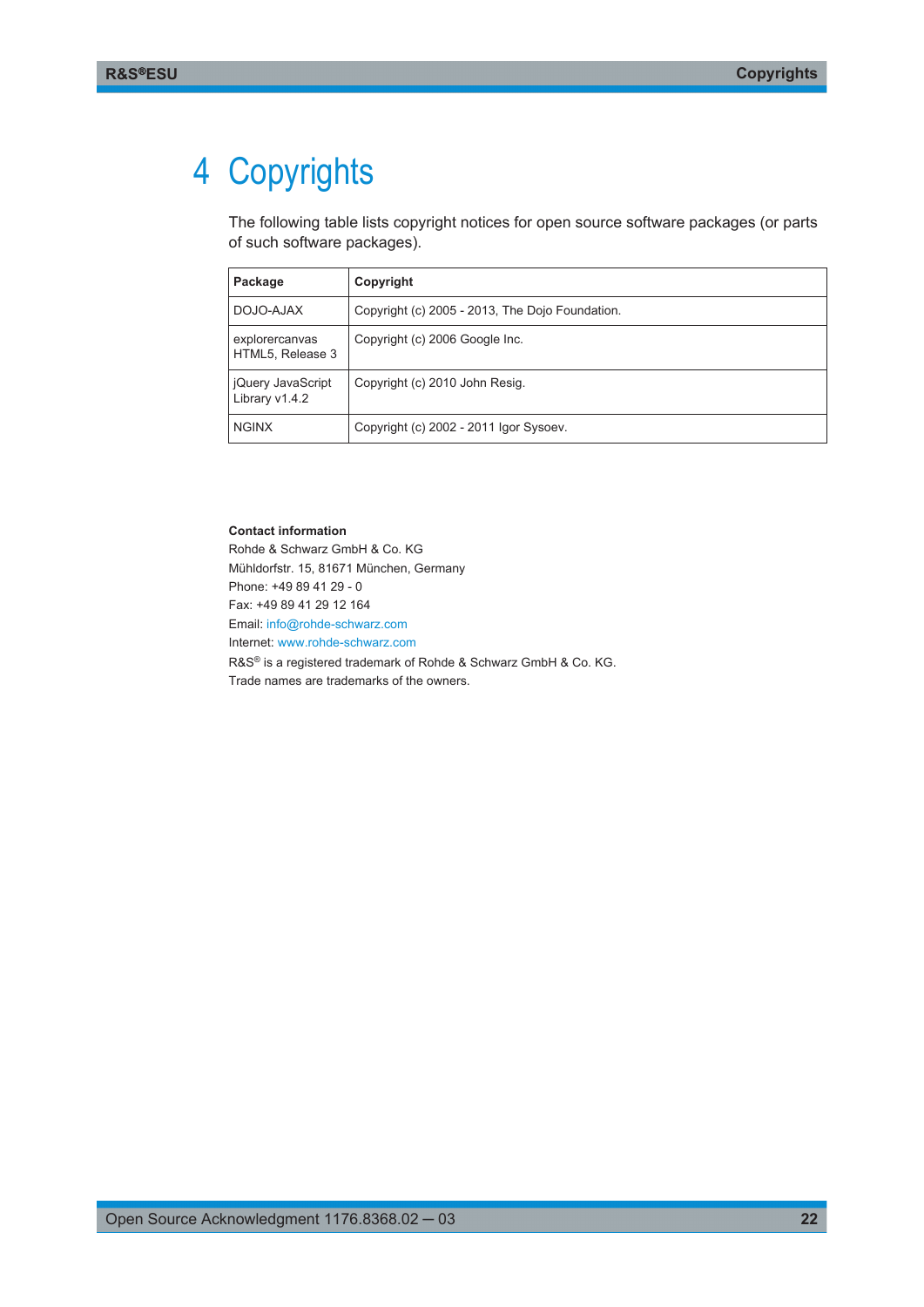# 4 Copyrights

The following table lists copyright notices for open source software packages (or parts of such software packages).

| Package | Copyright |
|---|---|
| DOJO-AJAX | Copyright (c) 2005 - 2013, The Dojo Foundation. |
| explorercanvas HTML5, Release 3 | Copyright (c) 2006 Google Inc. |
| jQuery JavaScript Library v1.4.2 | Copyright (c) 2010 John Resig. |
| NGINX | Copyright (c) 2002 - 2011 Igor Sysoev. |

**Contact information**

Rohde & Schwarz GmbH & Co. KG
Mühldorfstr. 15, 81671 München, Germany
Phone: +49 89 41 29 - 0
Fax: +49 89 41 29 12 164
Email: info@rohde-schwarz.com
Internet: www.rohde-schwarz.com
R&S® is a registered trademark of Rohde & Schwarz GmbH & Co. KG.
Trade names are trademarks of the owners.